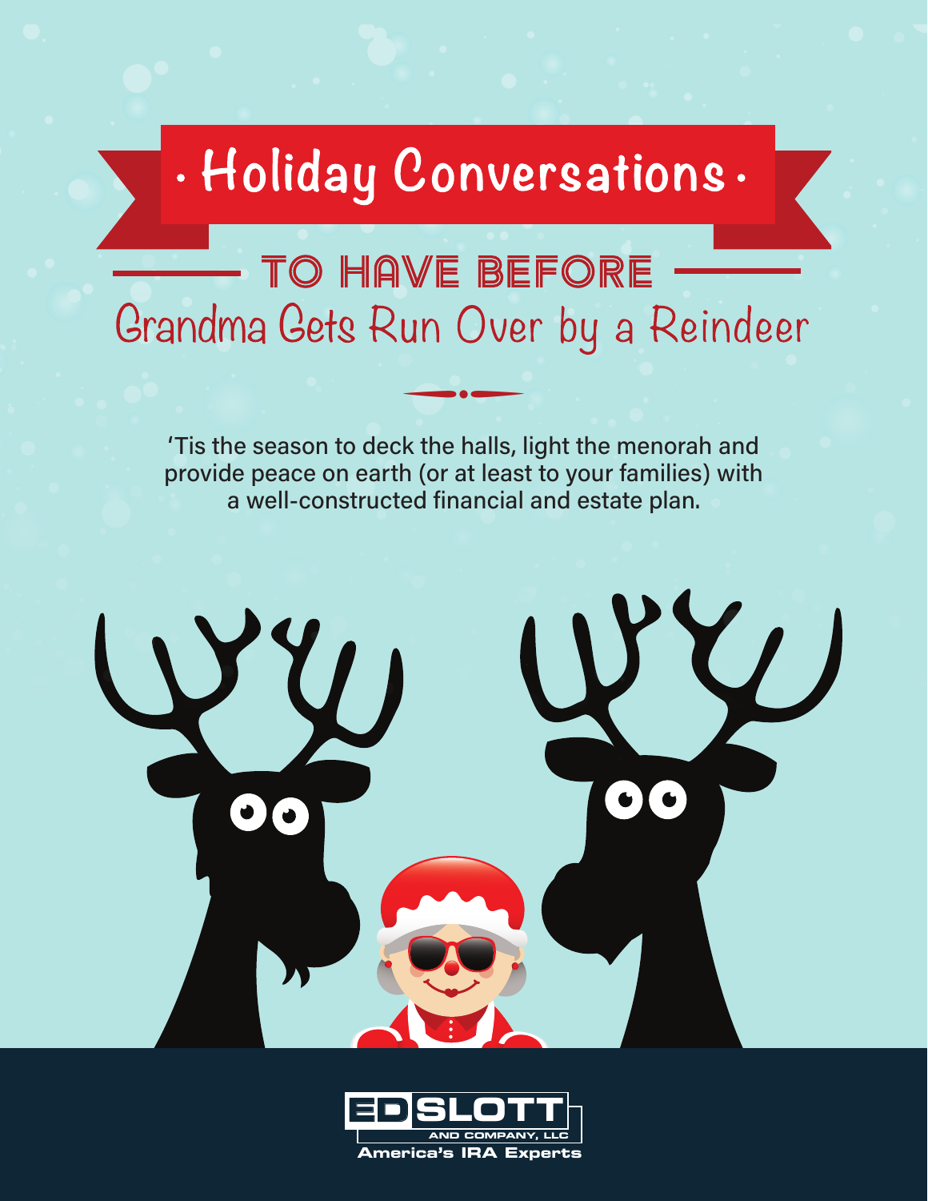# Holiday Conversations

## TO HAVE BEFORE Grandma Gets Run Over by a Reindeer

'Tis the season to deck the halls, light the menorah and provide peace on earth (or at least to your families) with a well-constructed financial and estate plan.

ED SLOTT AND COMPANY, LLC
America's IRA Experts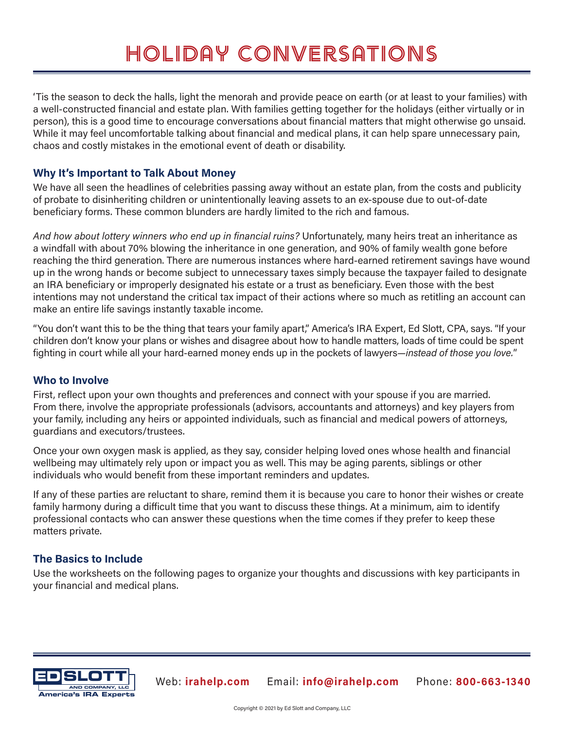# HOLIDAY CONVERSATIONS

'Tis the season to deck the halls, light the menorah and provide peace on earth (or at least to your families) with a well-constructed financial and estate plan. With families getting together for the holidays (either virtually or in person), this is a good time to encourage conversations about financial matters that might otherwise go unsaid. While it may feel uncomfortable talking about financial and medical plans, it can help spare unnecessary pain, chaos and costly mistakes in the emotional event of death or disability.

## Why It's Important to Talk About Money

We have all seen the headlines of celebrities passing away without an estate plan, from the costs and publicity of probate to disinheriting children or unintentionally leaving assets to an ex-spouse due to out-of-date beneficiary forms. These common blunders are hardly limited to the rich and famous.

*And how about lottery winners who end up in financial ruins?* Unfortunately, many heirs treat an inheritance as a windfall with about 70% blowing the inheritance in one generation, and 90% of family wealth gone before reaching the third generation. There are numerous instances where hard-earned retirement savings have wound up in the wrong hands or become subject to unnecessary taxes simply because the taxpayer failed to designate an IRA beneficiary or improperly designated his estate or a trust as beneficiary. Even those with the best intentions may not understand the critical tax impact of their actions where so much as retitling an account can make an entire life savings instantly taxable income.

"You don't want this to be the thing that tears your family apart," America's IRA Expert, Ed Slott, CPA, says. "If your children don't know your plans or wishes and disagree about how to handle matters, loads of time could be spent fighting in court while all your hard-earned money ends up in the pockets of lawyers—*instead of those you love.*"

## Who to Involve

First, reflect upon your own thoughts and preferences and connect with your spouse if you are married. From there, involve the appropriate professionals (advisors, accountants and attorneys) and key players from your family, including any heirs or appointed individuals, such as financial and medical powers of attorneys, guardians and executors/trustees.

Once your own oxygen mask is applied, as they say, consider helping loved ones whose health and financial wellbeing may ultimately rely upon or impact you as well. This may be aging parents, siblings or other individuals who would benefit from these important reminders and updates.

If any of these parties are reluctant to share, remind them it is because you care to honor their wishes or create family harmony during a difficult time that you want to discuss these things. At a minimum, aim to identify professional contacts who can answer these questions when the time comes if they prefer to keep these matters private.

## The Basics to Include

Use the worksheets on the following pages to organize your thoughts and discussions with key participants in your financial and medical plans.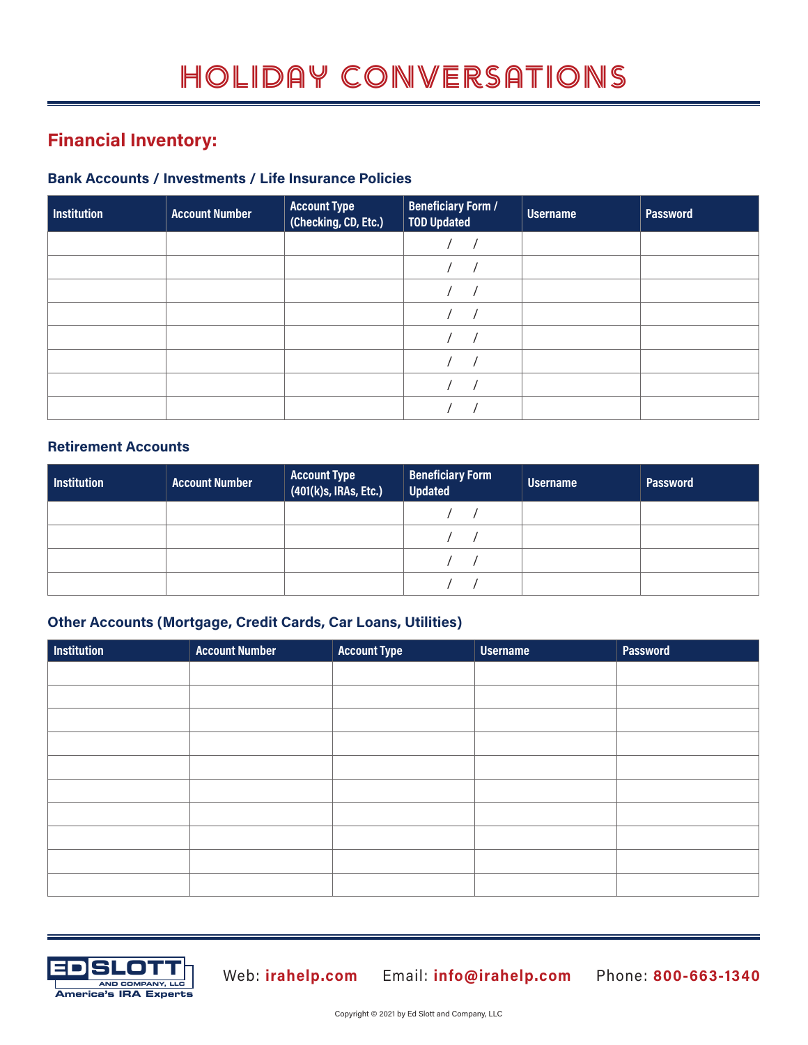# HOLIDAY CONVERSATIONS

## Financial Inventory:

### Bank Accounts / Investments / Life Insurance Policies

| Institution | Account Number | Account Type (Checking, CD, Etc.) | Beneficiary Form / TOD Updated | Username | Password |
|---|---|---|---|---|---|
| | | | / / | | |
| | | | / / | | |
| | | | / / | | |
| | | | / / | | |
| | | | / / | | |
| | | | / / | | |
| | | | / / | | |
| | | | / / | | |

### Retirement Accounts

| Institution | Account Number | Account Type (401(k)s, IRAs, Etc.) | Beneficiary Form Updated | Username | Password |
|---|---|---|---|---|---|
| | | | / / | | |
| | | | / / | | |
| | | | / / | | |
| | | | / / | | |

### Other Accounts (Mortgage, Credit Cards, Car Loans, Utilities)

| Institution | Account Number | Account Type | Username | Password |
|---|---|---|---|---|
| | | | | |
| | | | | |
| | | | | |
| | | | | |
| | | | | |
| | | | | |
| | | | | |
| | | | | |
| | | | | |
| | | | | |

ED SLOTT AND COMPANY, LLC
America's IRA Experts

Web: irahelp.com Email: info@irahelp.com Phone: 800-663-1340

Copyright © 2021 by Ed Slott and Company, LLC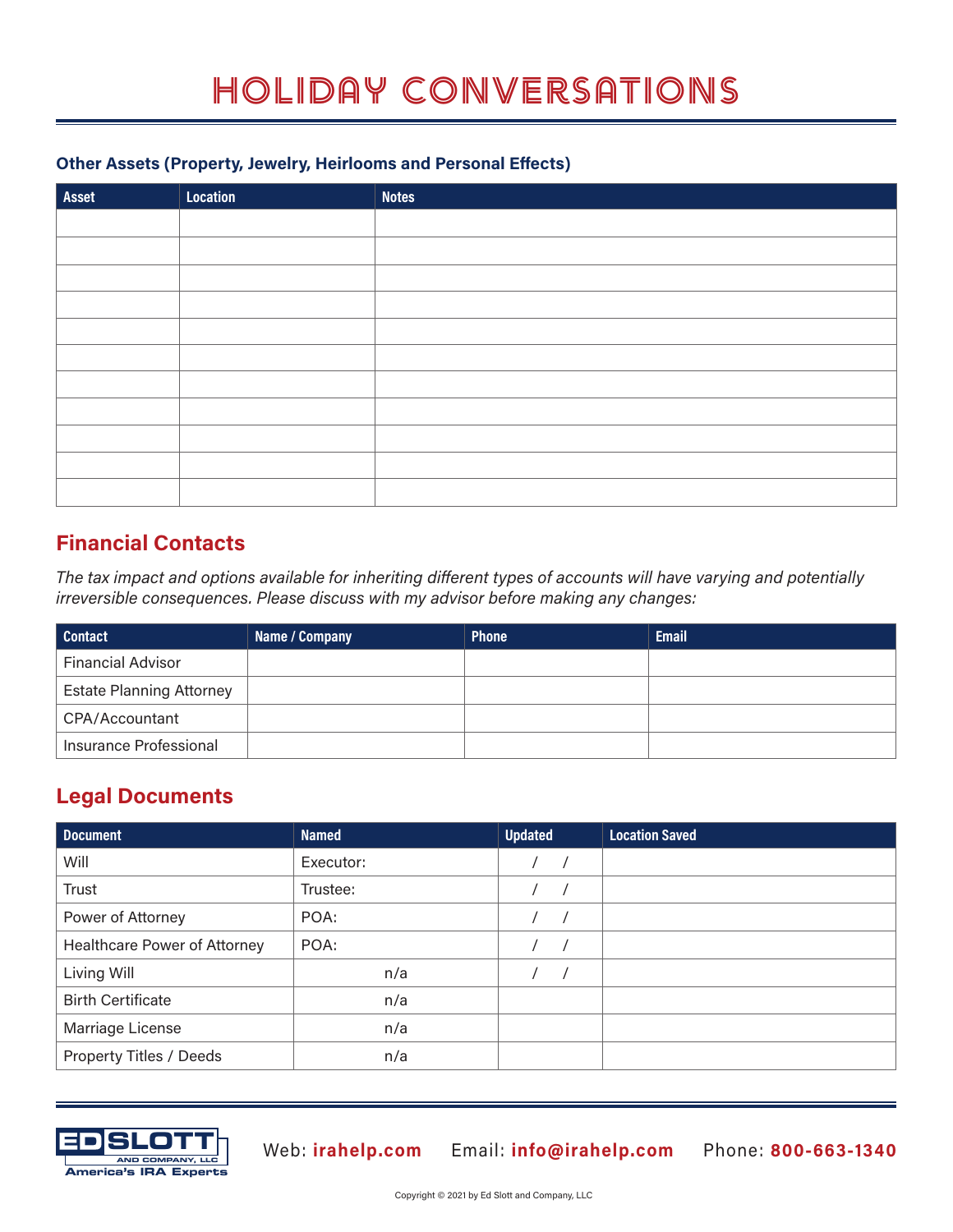# HOLIDAY CONVERSATIONS

### Other Assets (Property, Jewelry, Heirlooms and Personal Effects)

| Asset | Location | Notes |
|---|---|---|
| | | |
| | | |
| | | |
| | | |
| | | |
| | | |
| | | |
| | | |
| | | |
| | | |
| | | |

## Financial Contacts

*The tax impact and options available for inheriting different types of accounts will have varying and potentially irreversible consequences. Please discuss with my advisor before making any changes:*

| Contact | Name / Company | Phone | Email |
|---|---|---|---|
| Financial Advisor | | | |
| Estate Planning Attorney | | | |
| CPA/Accountant | | | |
| Insurance Professional | | | |

## Legal Documents

| Document | Named | Updated | Location Saved |
|---|---|---|---|
| Will | Executor: | / / | |
| Trust | Trustee: | / / | |
| Power of Attorney | POA: | / / | |
| Healthcare Power of Attorney | POA: | / / | |
| Living Will | n/a | / / | |
| Birth Certificate | n/a | | |
| Marriage License | n/a | | |
| Property Titles / Deeds | n/a | | |

ED SLOTT AND COMPANY, LLC America's IRA Experts

Web: **irahelp.com** Email: **info@irahelp.com** Phone: **800-663-1340**

Copyright © 2021 by Ed Slott and Company, LLC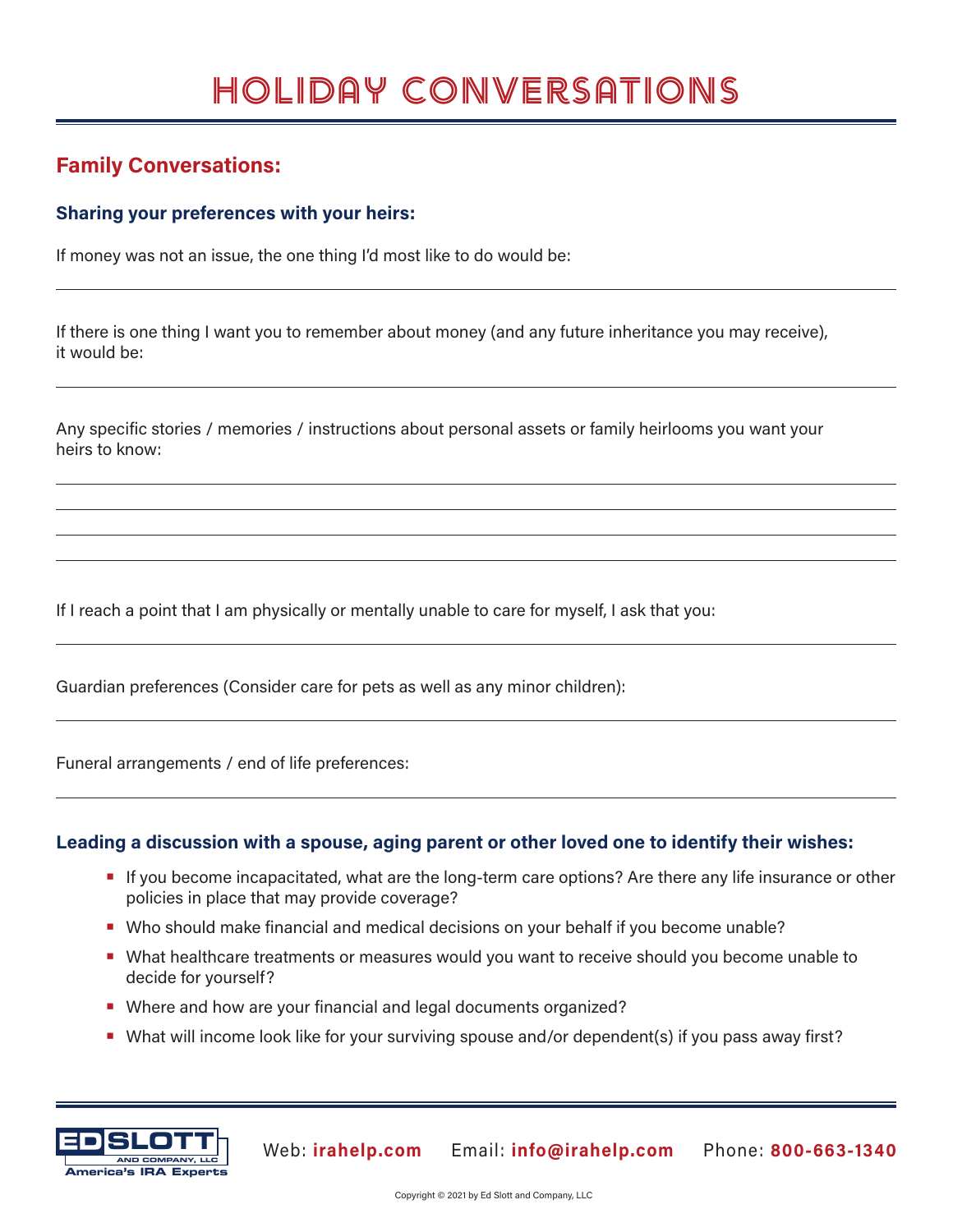# HOLIDAY CONVERSATIONS

## Family Conversations:

### Sharing your preferences with your heirs:

If money was not an issue, the one thing I'd most like to do would be:

---

If there is one thing I want you to remember about money (and any future inheritance you may receive), it would be:

---

Any specific stories / memories / instructions about personal assets or family heirlooms you want your heirs to know:

---

---

---

---

If I reach a point that I am physically or mentally unable to care for myself, I ask that you:

---

Guardian preferences (Consider care for pets as well as any minor children):

---

Funeral arrangements / end of life preferences:

---

### Leading a discussion with a spouse, aging parent or other loved one to identify their wishes:

- If you become incapacitated, what are the long-term care options? Are there any life insurance or other policies in place that may provide coverage?
- Who should make financial and medical decisions on your behalf if you become unable?
- What healthcare treatments or measures would you want to receive should you become unable to decide for yourself?
- Where and how are your financial and legal documents organized?
- What will income look like for your surviving spouse and/or dependent(s) if you pass away first?

ED SLOTT AND COMPANY, LLC — America's IRA Experts

Web: **irahelp.com** Email: **info@irahelp.com** Phone: **800-663-1340**

Copyright © 2021 by Ed Slott and Company, LLC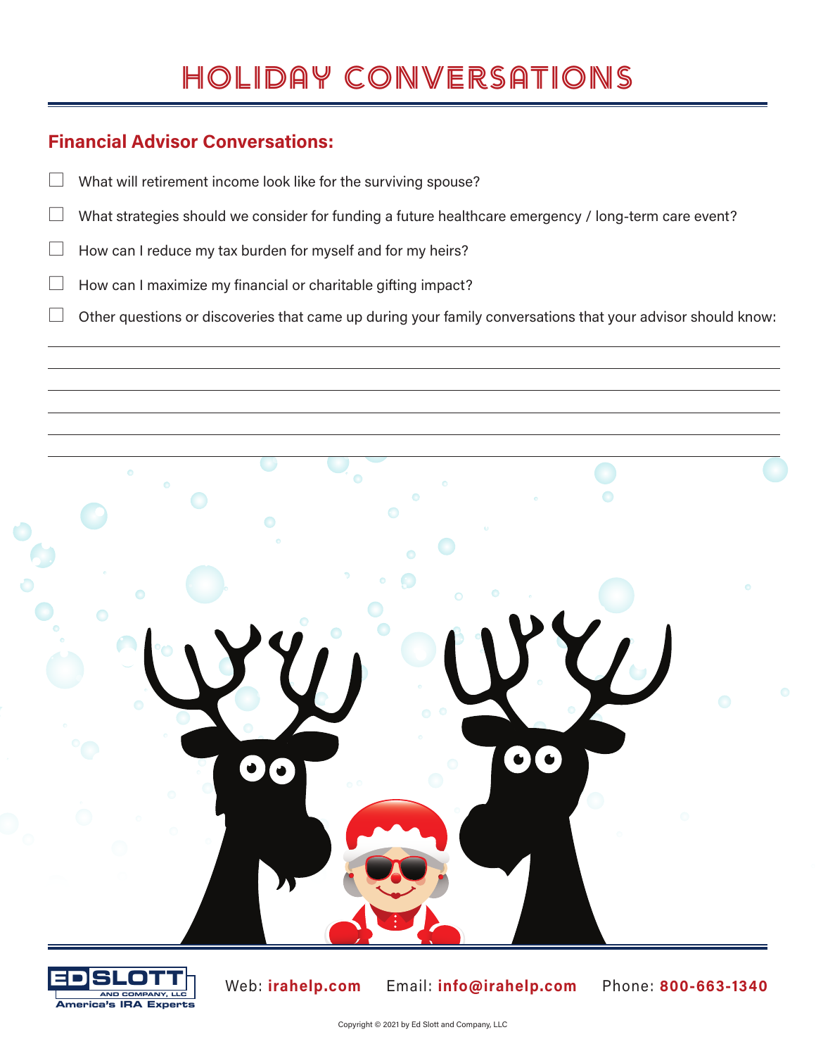# HOLIDAY CONVERSATIONS

## Financial Advisor Conversations:

- [ ] What will retirement income look like for the surviving spouse?
- [ ] What strategies should we consider for funding a future healthcare emergency / long-term care event?
- [ ] How can I reduce my tax burden for myself and for my heirs?
- [ ] How can I maximize my financial or charitable gifting impact?
- [ ] Other questions or discoveries that came up during your family conversations that your advisor should know:

\_\_\_\_\_\_\_\_\_\_\_\_\_\_\_\_\_\_\_\_\_\_\_\_\_\_\_\_\_\_\_\_\_\_\_\_\_\_\_\_\_\_\_\_\_\_\_\_\_\_\_\_\_\_\_\_\_\_\_\_\_\_\_\_\_\_\_\_\_\_\_\_\_\_

\_\_\_\_\_\_\_\_\_\_\_\_\_\_\_\_\_\_\_\_\_\_\_\_\_\_\_\_\_\_\_\_\_\_\_\_\_\_\_\_\_\_\_\_\_\_\_\_\_\_\_\_\_\_\_\_\_\_\_\_\_\_\_\_\_\_\_\_\_\_\_\_\_\_

\_\_\_\_\_\_\_\_\_\_\_\_\_\_\_\_\_\_\_\_\_\_\_\_\_\_\_\_\_\_\_\_\_\_\_\_\_\_\_\_\_\_\_\_\_\_\_\_\_\_\_\_\_\_\_\_\_\_\_\_\_\_\_\_\_\_\_\_\_\_\_\_\_\_

\_\_\_\_\_\_\_\_\_\_\_\_\_\_\_\_\_\_\_\_\_\_\_\_\_\_\_\_\_\_\_\_\_\_\_\_\_\_\_\_\_\_\_\_\_\_\_\_\_\_\_\_\_\_\_\_\_\_\_\_\_\_\_\_\_\_\_\_\_\_\_\_\_\_

\_\_\_\_\_\_\_\_\_\_\_\_\_\_\_\_\_\_\_\_\_\_\_\_\_\_\_\_\_\_\_\_\_\_\_\_\_\_\_\_\_\_\_\_\_\_\_\_\_\_\_\_\_\_\_\_\_\_\_\_\_\_\_\_\_\_\_\_\_\_\_\_\_\_

\_\_\_\_\_\_\_\_\_\_\_\_\_\_\_\_\_\_\_\_\_\_\_\_\_\_\_\_\_\_\_\_\_\_\_\_\_\_\_\_\_\_\_\_\_\_\_\_\_\_\_\_\_\_\_\_\_\_\_\_\_\_\_\_\_\_\_\_\_\_\_\_\_\_

ED SLOTT AND COMPANY, LLC
America's IRA Experts

Web: **irahelp.com** Email: **info@irahelp.com** Phone: **800-663-1340**

Copyright © 2021 by Ed Slott and Company, LLC